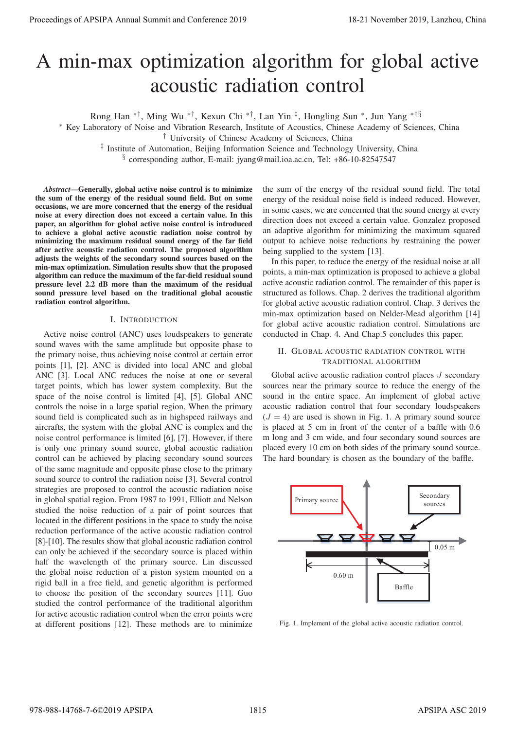# A min-max optimization algorithm for global active acoustic radiation control

Rong Han [*†], Ming Wu [*†], Kexun Chi [*†], Lan Yin [‡], Hongling Sun [*], Jun Yang [*†§]

[*] Key Laboratory of Noise and Vibration Research, Institute of Acoustics, Chinese Academy of Sciences, China
[†] University of Chinese Academy of Sciences, China
[‡] Institute of Automation, Beijing Information Science and Technology University, China
[§] corresponding author, E-mail: jyang@mail.ioa.ac.cn, Tel: +86-10-82547547

***Abstract*—Generally, global active noise control is to minimize the sum of the energy of the residual sound field. But on some occasions, we are more concerned that the energy of the residual noise at every direction does not exceed a certain value. In this paper, an algorithm for global active noise control is introduced to achieve a global active acoustic radiation noise control by minimizing the maximum residual sound energy of the far field after active acoustic radiation control. The proposed algorithm adjusts the weights of the secondary sound sources based on the min-max optimization. Simulation results show that the proposed algorithm can reduce the maximum of the far-field residual sound pressure level 2.2 dB more than the maximum of the residual sound pressure level based on the traditional global acoustic radiation control algorithm.**

## I. Introduction

Active noise control (ANC) uses loudspeakers to generate sound waves with the same amplitude but opposite phase to the primary noise, thus achieving noise control at certain error points [1], [2]. ANC is divided into local ANC and global ANC [3]. Local ANC reduces the noise at one or several target points, which has lower system complexity. But the space of the noise control is limited [4], [5]. Global ANC controls the noise in a large spatial region. When the primary sound field is complicated such as in highspeed railways and aircrafts, the system with the global ANC is complex and the noise control performance is limited [6], [7]. However, if there is only one primary sound source, global acoustic radiation control can be achieved by placing secondary sound sources of the same magnitude and opposite phase close to the primary sound source to control the radiation noise [3]. Several control strategies are proposed to control the acoustic radiation noise in global spatial region. From 1987 to 1991, Elliott and Nelson studied the noise reduction of a pair of point sources that located in the different positions in the space to study the noise reduction performance of the active acoustic radiation control [8]-[10]. The results show that global acoustic radiation control can only be achieved if the secondary source is placed within half the wavelength of the primary source. Lin discussed the global noise reduction of a piston system mounted on a rigid ball in a free field, and genetic algorithm is performed to choose the position of the secondary sources [11]. Guo studied the control performance of the traditional algorithm for active acoustic radiation control when the error points were at different positions [12]. These methods are to minimize the sum of the energy of the residual sound field. The total energy of the residual noise field is indeed reduced. However, in some cases, we are concerned that the sound energy at every direction does not exceed a certain value. Gonzalez proposed an adaptive algorithm for minimizing the maximum squared output to achieve noise reductions by restraining the power being supplied to the system [13].

In this paper, to reduce the energy of the residual noise at all points, a min-max optimization is proposed to achieve a global active acoustic radiation control. The remainder of this paper is structured as follows. Chap. 2 derives the traditional algorithm for global active acoustic radiation control. Chap. 3 derives the min-max optimization based on Nelder-Mead algorithm [14] for global active acoustic radiation control. Simulations are conducted in Chap. 4. And Chap.5 concludes this paper.

## II. Global Acoustic Radiation Control with Traditional Algorithm

Global active acoustic radiation control places $J$ secondary sources near the primary source to reduce the energy of the sound in the entire space. An implement of global active acoustic radiation control that four secondary loudspeakers ($J = 4$) are used is shown in Fig. 1. A primary sound source is placed at 5 cm in front of the center of a baffle with 0.6 m long and 3 cm wide, and four secondary sound sources are placed every 10 cm on both sides of the primary sound source. The hard boundary is chosen as the boundary of the baffle.

Fig. 1. Implement of the global active acoustic radiation control.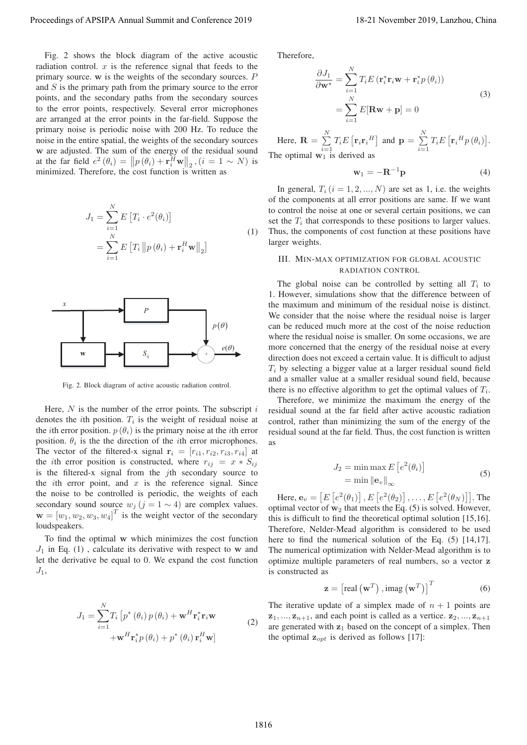Fig. 2 shows the block diagram of the active acoustic radiation control. $x$ is the reference signal that feeds to the primary source. $\mathbf{w}$ is the weights of the secondary sources. $P$ and $S$ is the primary path from the primary source to the error points, and the secondary paths from the secondary sources to the error points, respectively. Several error microphones are arranged at the error points in the far-field. Suppose the primary noise is periodic noise with 200 Hz. To reduce the noise in the entire spatial, the weights of the secondary sources $\mathbf{w}$ are adjusted. The sum of the energy of the residual sound at the far field $e^2(\theta_i) = \left\|p(\theta_i) + \mathbf{r}_i^H \mathbf{w}\right\|_2, (i = 1 \sim N)$ is minimized. Therefore, the cost function is written as

$$
\begin{aligned}
J_1 &= \sum_{i=1}^{N} E\left[T_i \cdot e^2(\theta_i)\right] \\
&= \sum_{i=1}^{N} E\left[T_i \left\|p(\theta_i) + \mathbf{r}_i^H \mathbf{w}\right\|_2\right]
\end{aligned}
\tag{1}
$$

Fig. 2. Block diagram of active acoustic radiation control.

Here, $N$ is the number of the error points. The subscript $i$ denotes the $i$th position. $T_i$ is the weight of residual noise at the $i$th error position. $p(\theta_i)$ is the primary noise at the $i$th error position. $\theta_i$ is the the direction of the $i$th error microphones. The vector of the filtered-x signal $\mathbf{r}_i = [r_{i1}, r_{i2}, r_{i3}, r_{i4}]$ at the $i$th error position is constructed, where $r_{ij} = x * S_{ij}$ is the filtered-x signal from the $j$th secondary source to the $i$th error point, and $x$ is the reference signal. Since the noise to be controlled is periodic, the weights of each secondary sound source $w_j\,(j = 1 \sim 4)$ are complex values. $\mathbf{w} = [w_1, w_2, w_3, w_4]^T$ is the weight vector of the secondary loudspeakers.

To find the optimal $\mathbf{w}$ which minimizes the cost function $J_1$ in Eq. (1) , calculate its derivative with respect to $\mathbf{w}$ and let the derivative be equal to 0. We expand the cost function $J_1$,

$$
\begin{aligned}
J_1 = \sum_{i=1}^{N} T_i \left[p^*(\theta_i)\, p(\theta_i) + \mathbf{w}^H \mathbf{r}_i^* \mathbf{r}_i \mathbf{w} \right. \\
\left. + \mathbf{w}^H \mathbf{r}_i^* p(\theta_i) + p^*(\theta_i)\, \mathbf{r}_i^H \mathbf{w}\right]
\end{aligned}
\tag{2}
$$

Therefore,

$$
\begin{aligned}
\frac{\partial J_1}{\partial \mathbf{w}^*} &= \sum_{i=1}^{N} T_i E\left(\mathbf{r}_i^* \mathbf{r}_i \mathbf{w} + \mathbf{r}_i^* p(\theta_i)\right) \\
&= \sum_{i=1}^{N} E[\mathbf{R}\mathbf{w} + \mathbf{p}] = 0
\end{aligned}
\tag{3}
$$

Here, $\mathbf{R} = \sum_{i=1}^{N} T_i E\left[\mathbf{r}_i \mathbf{r}_i{}^H\right]$ and $\mathbf{p} = \sum_{i=1}^{N} T_i E\left[\mathbf{r}_i{}^H p(\theta_i)\right]$. The optimal $\mathbf{w}_1$ is derived as

$$
\mathbf{w}_1 = -\mathbf{R}^{-1}\mathbf{p} \tag{4}
$$

In general, $T_i\,(i = 1, 2, ..., N)$ are set as 1, i.e. the weights of the components at all error positions are same. If we want to control the noise at one or several certain positions, we can set the $T_i$ that corresponds to these positions to larger values. Thus, the components of cost function at these positions have larger weights.

## III. Min-max optimization for global acoustic radiation control

The global noise can be controlled by setting all $T_i$ to 1. However, simulations show that the difference between of the maximum and minimum of the residual noise is distinct. We consider that the noise where the residual noise is larger can be reduced much more at the cost of the noise reduction where the residual noise is smaller. On some occasions, we are more concerned that the energy of the residual noise at every direction does not exceed a certain value. It is difficult to adjust $T_i$ by selecting a bigger value at a larger residual sound field and a smaller value at a smaller residual sound field, because there is no effective algorithm to get the optimal values of $T_i$.

Therefore, we minimize the maximum the energy of the residual sound at the far field after active acoustic radiation control, rather than minimizing the sum of the energy of the residual sound at the far field. Thus, the cost function is written as

$$
\begin{aligned}
J_2 &= \min \max E\left[e^2(\theta_i)\right] \\
&= \min \left\|\mathbf{e}_v\right\|_\infty
\end{aligned}
\tag{5}
$$

Here, $\mathbf{e}_v = \left[E\left[e^2(\theta_1)\right], E\left[e^2(\theta_2)\right], \ldots, E\left[e^2(\theta_N)\right]\right]$. The optimal vector of $\mathbf{w}_2$ that meets the Eq. (5) is solved. However, this is difficult to find the theoretical optimal solution [15,16]. Therefore, Nelder-Mead algorithm is considered to be used here to find the numerical solution of the Eq. (5) [14,17]. The numerical optimization with Nelder-Mead algorithm is to optimize multiple parameters of real numbers, so a vector $\mathbf{z}$ is constructed as

$$
\mathbf{z} = \left[\mathrm{real}\left(\mathbf{w}^T\right), \mathrm{imag}\left(\mathbf{w}^T\right)\right]^T \tag{6}
$$

The iterative update of a simplex made of $n+1$ points are $\mathbf{z}_1, ..., \mathbf{z}_{n+1}$, and each point is called as a vertice. $\mathbf{z}_2, ..., \mathbf{z}_{n+1}$ are generated with $\mathbf{z}_1$ based on the concept of a simplex. Then the optimal $\mathbf{z}_{opt}$ is derived as follows [17]: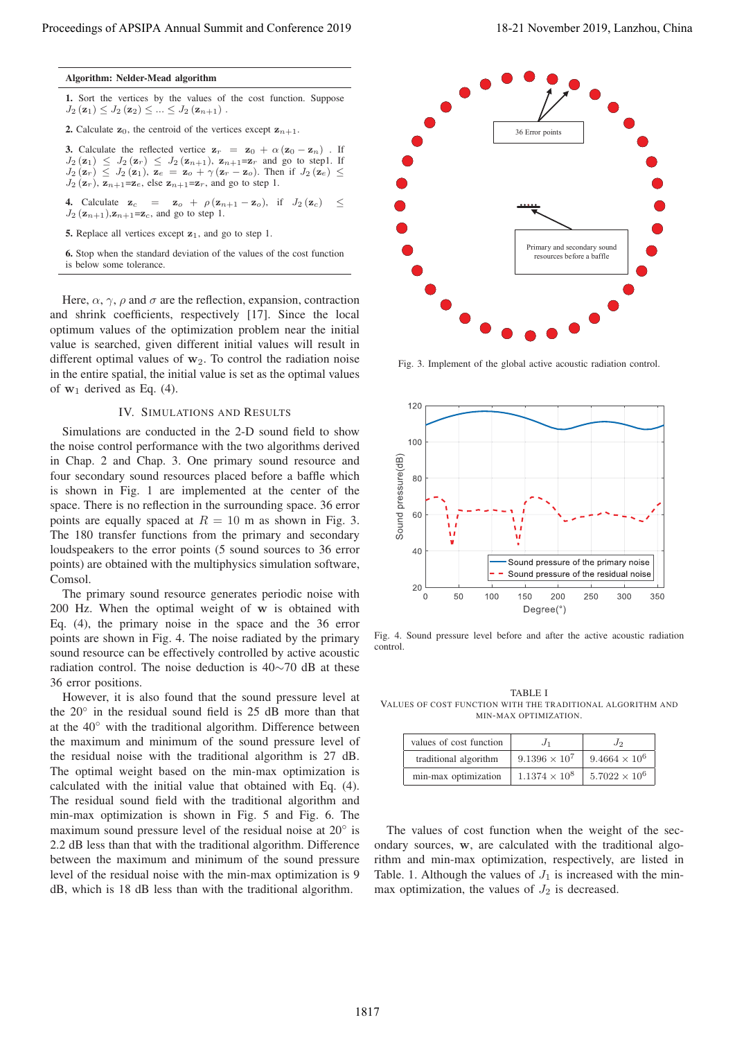**Algorithm: Nelder-Mead algorithm**

**1.** Sort the vertices by the values of the cost function. Suppose $J_2(\mathbf{z}_1) \leq J_2(\mathbf{z}_2) \leq ... \leq J_2(\mathbf{z}_{n+1})$ .

**2.** Calculate $\mathbf{z}_0$, the centroid of the vertices except $\mathbf{z}_{n+1}$.

**3.** Calculate the reflected vertice $\mathbf{z}_r = \mathbf{z}_0 + \alpha(\mathbf{z}_0 - \mathbf{z}_n)$ . If $J_2(\mathbf{z}_1) \leq J_2(\mathbf{z}_r) \leq J_2(\mathbf{z}_{n+1})$, $\mathbf{z}_{n+1}$=$\mathbf{z}_r$ and go to step1. If $J_2(\mathbf{z}_r) \leq J_2(\mathbf{z}_1)$, $\mathbf{z}_e = \mathbf{z}_o + \gamma(\mathbf{z}_r - \mathbf{z}_o)$. Then if $J_2(\mathbf{z}_e) \leq J_2(\mathbf{z}_r)$, $\mathbf{z}_{n+1}$=$\mathbf{z}_e$, else $\mathbf{z}_{n+1}$=$\mathbf{z}_r$, and go to step 1.

**4.** Calculate $\mathbf{z}_c = \mathbf{z}_o + \rho(\mathbf{z}_{n+1} - \mathbf{z}_o)$, if $J_2(\mathbf{z}_c) \leq J_2(\mathbf{z}_{n+1})$,$\mathbf{z}_{n+1}$=$\mathbf{z}_c$, and go to step 1.

**5.** Replace all vertices except $\mathbf{z}_1$, and go to step 1.

**6.** Stop when the standard deviation of the values of the cost function is below some tolerance.

Here, $\alpha$, $\gamma$, $\rho$ and $\sigma$ are the reflection, expansion, contraction and shrink coefficients, respectively [17]. Since the local optimum values of the optimization problem near the initial value is searched, given different initial values will result in different optimal values of $\mathbf{w}_2$. To control the radiation noise in the entire spatial, the initial value is set as the optimal values of $\mathbf{w}_1$ derived as Eq. (4).

## IV. Simulations and Results

Simulations are conducted in the 2-D sound field to show the noise control performance with the two algorithms derived in Chap. 2 and Chap. 3. One primary sound resource and four secondary sound resources placed before a baffle which is shown in Fig. 1 are implemented at the center of the space. There is no reflection in the surrounding space. 36 error points are equally spaced at $R = 10$ m as shown in Fig. 3. The 180 transfer functions from the primary and secondary loudspeakers to the error points (5 sound sources to 36 error points) are obtained with the multiphysics simulation software, Comsol.

The primary sound resource generates periodic noise with 200 Hz. When the optimal weight of $\mathbf{w}$ is obtained with Eq. (4), the primary noise in the space and the 36 error points are shown in Fig. 4. The noise radiated by the primary sound resource can be effectively controlled by active acoustic radiation control. The noise deduction is 40~70 dB at these 36 error positions.

However, it is also found that the sound pressure level at the 20° in the residual sound field is 25 dB more than that at the 40° with the traditional algorithm. Difference between the maximum and minimum of the sound pressure level of the residual noise with the traditional algorithm is 27 dB. The optimal weight based on the min-max optimization is calculated with the initial value that obtained with Eq. (4). The residual sound field with the traditional algorithm and min-max optimization is shown in Fig. 5 and Fig. 6. The maximum sound pressure level of the residual noise at 20° is 2.2 dB less than that with the traditional algorithm. Difference between the maximum and minimum of the sound pressure level of the residual noise with the min-max optimization is 9 dB, which is 18 dB less than with the traditional algorithm.

Fig. 3. Implement of the global active acoustic radiation control.

Fig. 4. Sound pressure level before and after the active acoustic radiation control.

TABLE I
VALUES OF COST FUNCTION WITH THE TRADITIONAL ALGORITHM AND MIN-MAX OPTIMIZATION.

| values of cost function | $J_1$ | $J_2$ |
|---|---|---|
| traditional algorithm | $9.1396 \times 10^7$ | $9.4664 \times 10^6$ |
| min-max optimization | $1.1374 \times 10^8$ | $5.7022 \times 10^6$ |

The values of cost function when the weight of the secondary sources, $\mathbf{w}$, are calculated with the traditional algorithm and min-max optimization, respectively, are listed in Table. 1. Although the values of $J_1$ is increased with the min-max optimization, the values of $J_2$ is decreased.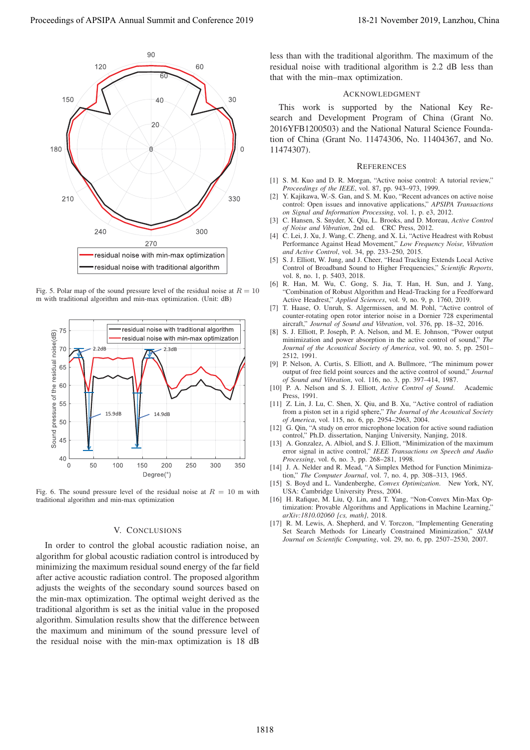90
120
60
60
150
40
30
20
180
0
0
210
330
240
300
270
residual noise with min-max optimization
residual noise with traditional algorithm

Fig. 5. Polar map of the sound pressure level of the residual noise at $R = 10$ m with traditional algorithm and min-max optimization. (Unit: dB)

Sound pressure of the residual noise(dB)
75
70
65
60
55
50
45
40
0
50
100
150
200
250
300
350
Degree(°)
residual noise with traditional algorithm
residual noise with min-max optimization
2.2dB
2.3dB
15.9dB
14.9dB

Fig. 6. The sound pressure level of the residual noise at $R = 10$ m with traditional algorithm and min-max optimization

## V. Conclusions

In order to control the global acoustic radiation noise, an algorithm for global acoustic radiation control is introduced by minimizing the maximum residual sound energy of the far field after active acoustic radiation control. The proposed algorithm adjusts the weights of the secondary sound sources based on the min-max optimization. The optimal weight derived as the traditional algorithm is set as the initial value in the proposed algorithm. Simulation results show that the difference between the maximum and minimum of the sound pressure level of the residual noise with the min-max optimization is 18 dB less than with the traditional algorithm. The maximum of the residual noise with traditional algorithm is 2.2 dB less than that with the min–max optimization.

## Acknowledgment

This work is supported by the National Key Research and Development Program of China (Grant No. 2016YFB1200503) and the National Natural Science Foundation of China (Grant No. 11474306, No. 11404367, and No. 11474307).

## References

[1] S. M. Kuo and D. R. Morgan, "Active noise control: A tutorial review," *Proceedings of the IEEE*, vol. 87, pp. 943–973, 1999.

[2] Y. Kajikawa, W.-S. Gan, and S. M. Kuo, "Recent advances on active noise control: Open issues and innovative applications," *APSIPA Transactions on Signal and Information Processing*, vol. 1, p. e3, 2012.

[3] C. Hansen, S. Snyder, X. Qiu, L. Brooks, and D. Moreau, *Active Control of Noise and Vibration*, 2nd ed. CRC Press, 2012.

[4] C. Lei, J. Xu, J. Wang, C. Zheng, and X. Li, "Active Headrest with Robust Performance Against Head Movement," *Low Frequency Noise, Vibration and Active Control*, vol. 34, pp. 233–250, 2015.

[5] S. J. Elliott, W. Jung, and J. Cheer, "Head Tracking Extends Local Active Control of Broadband Sound to Higher Frequencies," *Scientific Reports*, vol. 8, no. 1, p. 5403, 2018.

[6] R. Han, M. Wu, C. Gong, S. Jia, T. Han, H. Sun, and J. Yang, "Combination of Robust Algorithm and Head-Tracking for a Feedforward Active Headrest," *Applied Sciences*, vol. 9, no. 9, p. 1760, 2019.

[7] T. Haase, O. Unruh, S. Algermissen, and M. Pohl, "Active control of counter-rotating open rotor interior noise in a Dornier 728 experimental aircraft," *Journal of Sound and Vibration*, vol. 376, pp. 18–32, 2016.

[8] S. J. Elliott, P. Joseph, P. A. Nelson, and M. E. Johnson, "Power output minimization and power absorption in the active control of sound," *The Journal of the Acoustical Society of America*, vol. 90, no. 5, pp. 2501–2512, 1991.

[9] P. Nelson, A. Curtis, S. Elliott, and A. Bullmore, "The minimum power output of free field point sources and the active control of sound," *Journal of Sound and Vibration*, vol. 116, no. 3, pp. 397–414, 1987.

[10] P. A. Nelson and S. J. Elliott, *Active Control of Sound*. Academic Press, 1991.

[11] Z. Lin, J. Lu, C. Shen, X. Qiu, and B. Xu, "Active control of radiation from a piston set in a rigid sphere," *The Journal of the Acoustical Society of America*, vol. 115, no. 6, pp. 2954–2963, 2004.

[12] G. Qin, "A study on error microphone location for active sound radiation control," Ph.D. dissertation, Nanjing University, Nanjing, 2018.

[13] A. Gonzalez, A. Albiol, and S. J. Elliott, "Minimization of the maximum error signal in active control," *IEEE Transactions on Speech and Audio Processing*, vol. 6, no. 3, pp. 268–281, 1998.

[14] J. A. Nelder and R. Mead, "A Simplex Method for Function Minimization," *The Computer Journal*, vol. 7, no. 4, pp. 308–313, 1965.

[15] S. Boyd and L. Vandenberghe, *Convex Optimization*. New York, NY, USA: Cambridge University Press, 2004.

[16] H. Rafique, M. Liu, Q. Lin, and T. Yang, "Non-Convex Min-Max Optimization: Provable Algorithms and Applications in Machine Learning," *arXiv:1810.02060 [cs, math]*, 2018.

[17] R. M. Lewis, A. Shepherd, and V. Torczon, "Implementing Generating Set Search Methods for Linearly Constrained Minimization," *SIAM Journal on Scientific Computing*, vol. 29, no. 6, pp. 2507–2530, 2007.